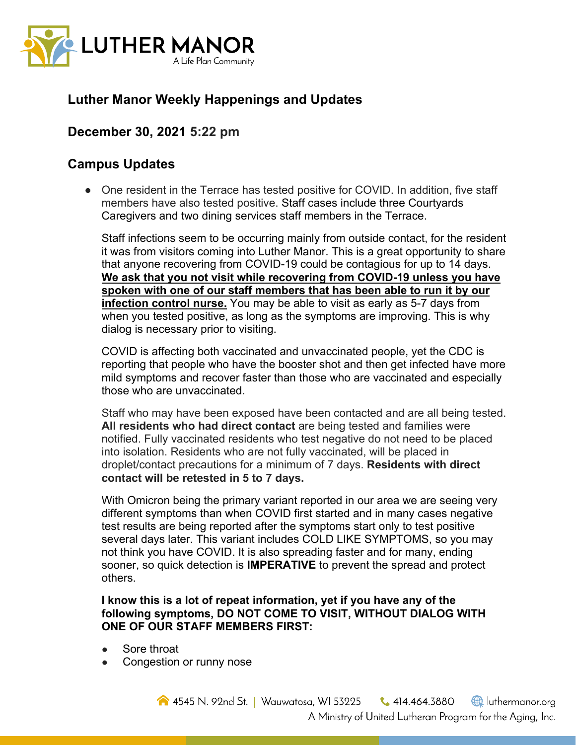## Luther Manor Weekly Happenings and Updates

## December 30, 2021 5:22 pm

## Campus Updates

- One resident in the Terrace has tested positive for COVID. In addition, five staff members have also tested positive. Staff cases include three Courtyards Caregivers and two dining services staff members in the Terrace.

  Staff infections seem to be occurring mainly from outside contact, for the resident it was from visitors coming into Luther Manor. This is a great opportunity to share that anyone recovering from COVID-19 could be contagious for up to 14 days. **<u>We ask that you not visit while recovering from COVID-19 unless you have spoken with one of our staff members that has been able to run it by our infection control nurse.</u>** You may be able to visit as early as 5-7 days from when you tested positive, as long as the symptoms are improving. This is why dialog is necessary prior to visiting.

  COVID is affecting both vaccinated and unvaccinated people, yet the CDC is reporting that people who have the booster shot and then get infected have more mild symptoms and recover faster than those who are vaccinated and especially those who are unvaccinated.

  Staff who may have been exposed have been contacted and are all being tested. **All residents who had direct contact** are being tested and families were notified. Fully vaccinated residents who test negative do not need to be placed into isolation. Residents who are not fully vaccinated, will be placed in droplet/contact precautions for a minimum of 7 days. **Residents with direct contact will be retested in 5 to 7 days.**

  With Omicron being the primary variant reported in our area we are seeing very different symptoms than when COVID first started and in many cases negative test results are being reported after the symptoms start only to test positive several days later. This variant includes COLD LIKE SYMPTOMS, so you may not think you have COVID. It is also spreading faster and for many, ending sooner, so quick detection is **IMPERATIVE** to prevent the spread and protect others.

  **I know this is a lot of repeat information, yet if you have any of the following symptoms, DO NOT COME TO VISIT, WITHOUT DIALOG WITH ONE OF OUR STAFF MEMBERS FIRST:**

  - Sore throat
  - Congestion or runny nose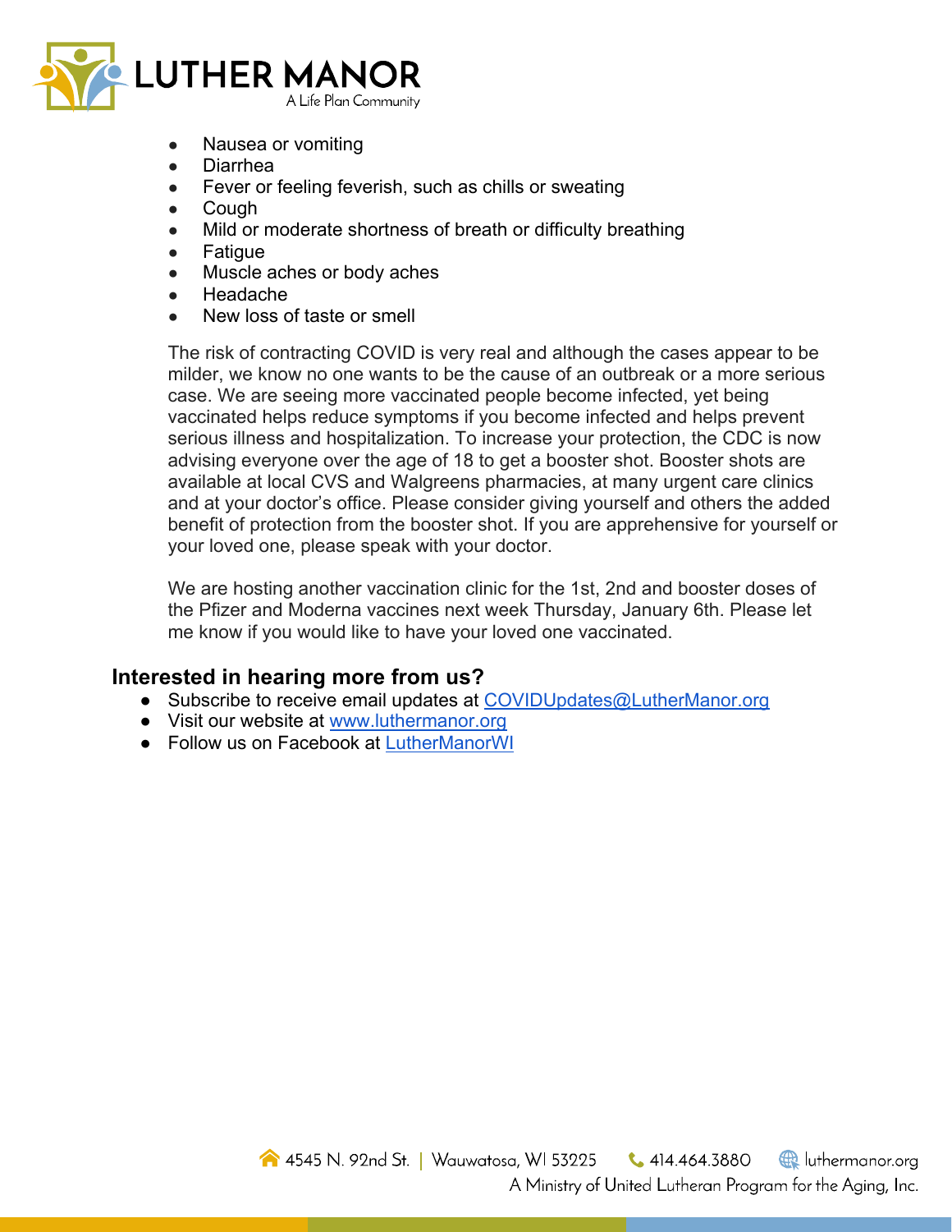- Nausea or vomiting
- Diarrhea
- Fever or feeling feverish, such as chills or sweating
- Cough
- Mild or moderate shortness of breath or difficulty breathing
- Fatigue
- Muscle aches or body aches
- Headache
- New loss of taste or smell

The risk of contracting COVID is very real and although the cases appear to be milder, we know no one wants to be the cause of an outbreak or a more serious case. We are seeing more vaccinated people become infected, yet being vaccinated helps reduce symptoms if you become infected and helps prevent serious illness and hospitalization. To increase your protection, the CDC is now advising everyone over the age of 18 to get a booster shot. Booster shots are available at local CVS and Walgreens pharmacies, at many urgent care clinics and at your doctor's office. Please consider giving yourself and others the added benefit of protection from the booster shot. If you are apprehensive for yourself or your loved one, please speak with your doctor.

We are hosting another vaccination clinic for the 1st, 2nd and booster doses of the Pfizer and Moderna vaccines next week Thursday, January 6th. Please let me know if you would like to have your loved one vaccinated.

## Interested in hearing more from us?

- Subscribe to receive email updates at [COVIDUpdates@LutherManor.org](mailto:COVIDUpdates@LutherManor.org)
- Visit our website at [www.luthermanor.org](http://www.luthermanor.org)
- Follow us on Facebook at [LutherManorWI](https://www.facebook.com/LutherManorWI)

4545 N. 92nd St. | Wauwatosa, WI 53225 414.464.3880 luthermanor.org
A Ministry of United Lutheran Program for the Aging, Inc.